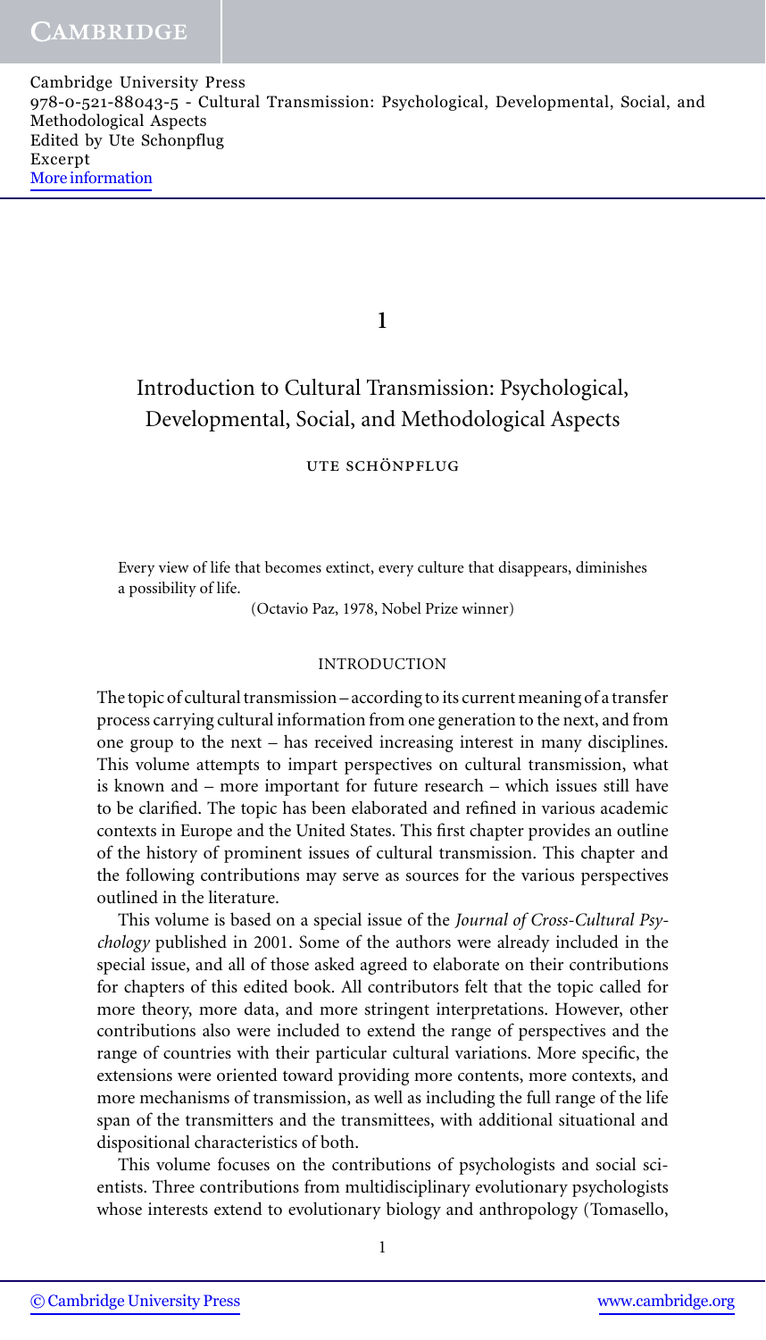# 1

# Introduction to Cultural Transmission: Psychological, Developmental, Social, and Methodological Aspects

UTE SCHÖNPFLUG

> Every view of life that becomes extinct, every culture that disappears, diminishes a possibility of life.
>
> (Octavio Paz, 1978, Nobel Prize winner)

## INTRODUCTION

The topic of cultural transmission – according to its current meaning of a transfer process carrying cultural information from one generation to the next, and from one group to the next – has received increasing interest in many disciplines. This volume attempts to impart perspectives on cultural transmission, what is known and – more important for future research – which issues still have to be clarified. The topic has been elaborated and refined in various academic contexts in Europe and the United States. This first chapter provides an outline of the history of prominent issues of cultural transmission. This chapter and the following contributions may serve as sources for the various perspectives outlined in the literature.

This volume is based on a special issue of the *Journal of Cross-Cultural Psychology* published in 2001. Some of the authors were already included in the special issue, and all of those asked agreed to elaborate on their contributions for chapters of this edited book. All contributors felt that the topic called for more theory, more data, and more stringent interpretations. However, other contributions also were included to extend the range of perspectives and the range of countries with their particular cultural variations. More specific, the extensions were oriented toward providing more contents, more contexts, and more mechanisms of transmission, as well as including the full range of the life span of the transmitters and the transmittees, with additional situational and dispositional characteristics of both.

This volume focuses on the contributions of psychologists and social scientists. Three contributions from multidisciplinary evolutionary psychologists whose interests extend to evolutionary biology and anthropology (Tomasello,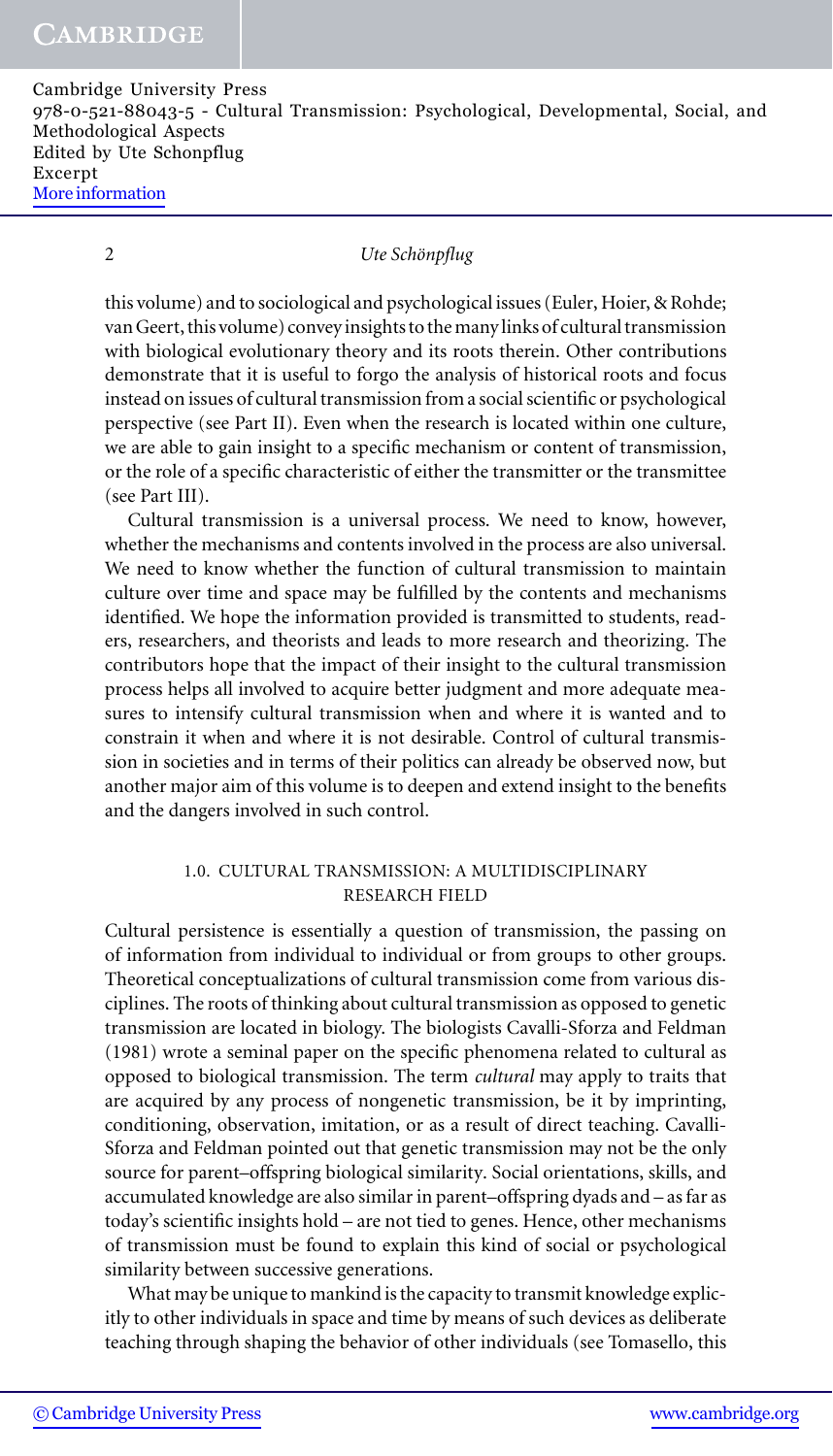this volume) and to sociological and psychological issues (Euler, Hoier, & Rohde; van Geert, this volume) convey insights to the many links of cultural transmission with biological evolutionary theory and its roots therein. Other contributions demonstrate that it is useful to forgo the analysis of historical roots and focus instead on issues of cultural transmission from a social scientific or psychological perspective (see Part II). Even when the research is located within one culture, we are able to gain insight to a specific mechanism or content of transmission, or the role of a specific characteristic of either the transmitter or the transmittee (see Part III).

Cultural transmission is a universal process. We need to know, however, whether the mechanisms and contents involved in the process are also universal. We need to know whether the function of cultural transmission to maintain culture over time and space may be fulfilled by the contents and mechanisms identified. We hope the information provided is transmitted to students, readers, researchers, and theorists and leads to more research and theorizing. The contributors hope that the impact of their insight to the cultural transmission process helps all involved to acquire better judgment and more adequate measures to intensify cultural transmission when and where it is wanted and to constrain it when and where it is not desirable. Control of cultural transmission in societies and in terms of their politics can already be observed now, but another major aim of this volume is to deepen and extend insight to the benefits and the dangers involved in such control.

## 1.0. CULTURAL TRANSMISSION: A MULTIDISCIPLINARY RESEARCH FIELD

Cultural persistence is essentially a question of transmission, the passing on of information from individual to individual or from groups to other groups. Theoretical conceptualizations of cultural transmission come from various disciplines. The roots of thinking about cultural transmission as opposed to genetic transmission are located in biology. The biologists Cavalli-Sforza and Feldman (1981) wrote a seminal paper on the specific phenomena related to cultural as opposed to biological transmission. The term *cultural* may apply to traits that are acquired by any process of nongenetic transmission, be it by imprinting, conditioning, observation, imitation, or as a result of direct teaching. Cavalli-Sforza and Feldman pointed out that genetic transmission may not be the only source for parent–offspring biological similarity. Social orientations, skills, and accumulated knowledge are also similar in parent–offspring dyads and – as far as today's scientific insights hold – are not tied to genes. Hence, other mechanisms of transmission must be found to explain this kind of social or psychological similarity between successive generations.

What may be unique to mankind is the capacity to transmit knowledge explicitly to other individuals in space and time by means of such devices as deliberate teaching through shaping the behavior of other individuals (see Tomasello, this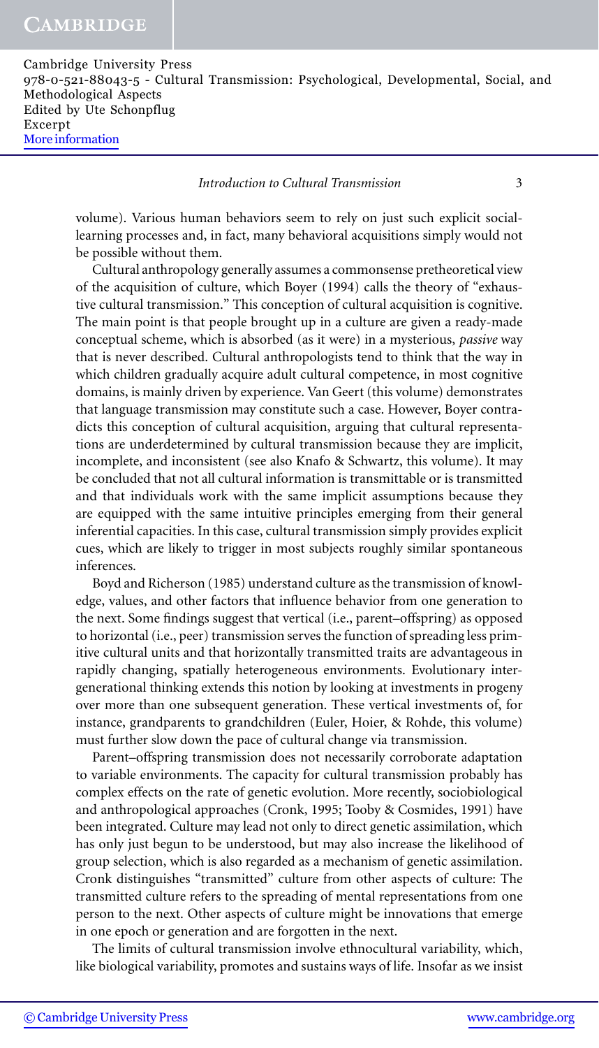volume). Various human behaviors seem to rely on just such explicit social-learning processes and, in fact, many behavioral acquisitions simply would not be possible without them.

Cultural anthropology generally assumes a commonsense pretheoretical view of the acquisition of culture, which Boyer (1994) calls the theory of "exhaustive cultural transmission." This conception of cultural acquisition is cognitive. The main point is that people brought up in a culture are given a ready-made conceptual scheme, which is absorbed (as it were) in a mysterious, *passive* way that is never described. Cultural anthropologists tend to think that the way in which children gradually acquire adult cultural competence, in most cognitive domains, is mainly driven by experience. Van Geert (this volume) demonstrates that language transmission may constitute such a case. However, Boyer contradicts this conception of cultural acquisition, arguing that cultural representations are underdetermined by cultural transmission because they are implicit, incomplete, and inconsistent (see also Knafo & Schwartz, this volume). It may be concluded that not all cultural information is transmittable or is transmitted and that individuals work with the same implicit assumptions because they are equipped with the same intuitive principles emerging from their general inferential capacities. In this case, cultural transmission simply provides explicit cues, which are likely to trigger in most subjects roughly similar spontaneous inferences.

Boyd and Richerson (1985) understand culture as the transmission of knowledge, values, and other factors that influence behavior from one generation to the next. Some findings suggest that vertical (i.e., parent–offspring) as opposed to horizontal (i.e., peer) transmission serves the function of spreading less primitive cultural units and that horizontally transmitted traits are advantageous in rapidly changing, spatially heterogeneous environments. Evolutionary intergenerational thinking extends this notion by looking at investments in progeny over more than one subsequent generation. These vertical investments of, for instance, grandparents to grandchildren (Euler, Hoier, & Rohde, this volume) must further slow down the pace of cultural change via transmission.

Parent–offspring transmission does not necessarily corroborate adaptation to variable environments. The capacity for cultural transmission probably has complex effects on the rate of genetic evolution. More recently, sociobiological and anthropological approaches (Cronk, 1995; Tooby & Cosmides, 1991) have been integrated. Culture may lead not only to direct genetic assimilation, which has only just begun to be understood, but may also increase the likelihood of group selection, which is also regarded as a mechanism of genetic assimilation. Cronk distinguishes "transmitted" culture from other aspects of culture: The transmitted culture refers to the spreading of mental representations from one person to the next. Other aspects of culture might be innovations that emerge in one epoch or generation and are forgotten in the next.

The limits of cultural transmission involve ethnocultural variability, which, like biological variability, promotes and sustains ways of life. Insofar as we insist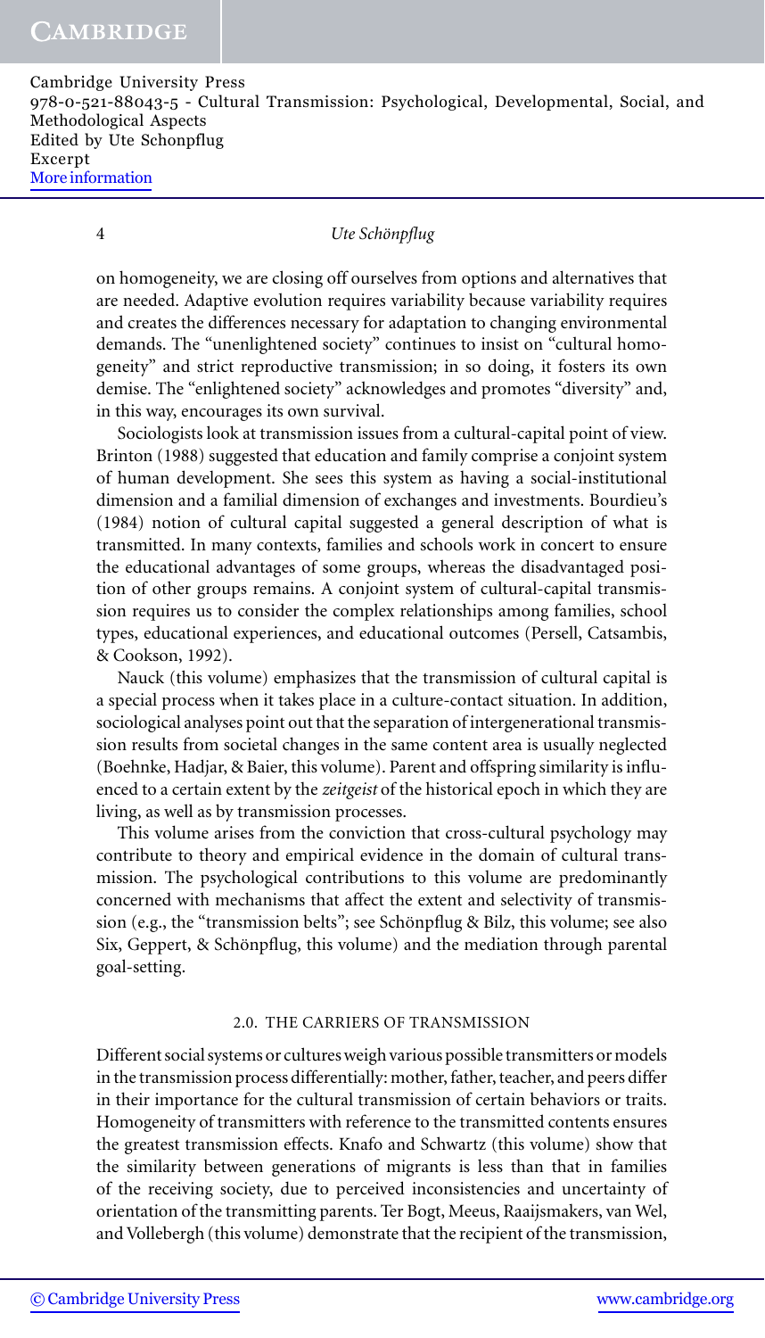on homogeneity, we are closing off ourselves from options and alternatives that are needed. Adaptive evolution requires variability because variability requires and creates the differences necessary for adaptation to changing environmental demands. The "unenlightened society" continues to insist on "cultural homogeneity" and strict reproductive transmission; in so doing, it fosters its own demise. The "enlightened society" acknowledges and promotes "diversity" and, in this way, encourages its own survival.

Sociologists look at transmission issues from a cultural-capital point of view. Brinton (1988) suggested that education and family comprise a conjoint system of human development. She sees this system as having a social-institutional dimension and a familial dimension of exchanges and investments. Bourdieu's (1984) notion of cultural capital suggested a general description of what is transmitted. In many contexts, families and schools work in concert to ensure the educational advantages of some groups, whereas the disadvantaged position of other groups remains. A conjoint system of cultural-capital transmission requires us to consider the complex relationships among families, school types, educational experiences, and educational outcomes (Persell, Catsambis, & Cookson, 1992).

Nauck (this volume) emphasizes that the transmission of cultural capital is a special process when it takes place in a culture-contact situation. In addition, sociological analyses point out that the separation of intergenerational transmission results from societal changes in the same content area is usually neglected (Boehnke, Hadjar, & Baier, this volume). Parent and offspring similarity is influenced to a certain extent by the *zeitgeist* of the historical epoch in which they are living, as well as by transmission processes.

This volume arises from the conviction that cross-cultural psychology may contribute to theory and empirical evidence in the domain of cultural transmission. The psychological contributions to this volume are predominantly concerned with mechanisms that affect the extent and selectivity of transmission (e.g., the "transmission belts"; see Schönpflug & Bilz, this volume; see also Six, Geppert, & Schönpflug, this volume) and the mediation through parental goal-setting.

## 2.0. THE CARRIERS OF TRANSMISSION

Different social systems or cultures weigh various possible transmitters or models in the transmission process differentially: mother, father, teacher, and peers differ in their importance for the cultural transmission of certain behaviors or traits. Homogeneity of transmitters with reference to the transmitted contents ensures the greatest transmission effects. Knafo and Schwartz (this volume) show that the similarity between generations of migrants is less than that in families of the receiving society, due to perceived inconsistencies and uncertainty of orientation of the transmitting parents. Ter Bogt, Meeus, Raaijsmakers, van Wel, and Vollebergh (this volume) demonstrate that the recipient of the transmission,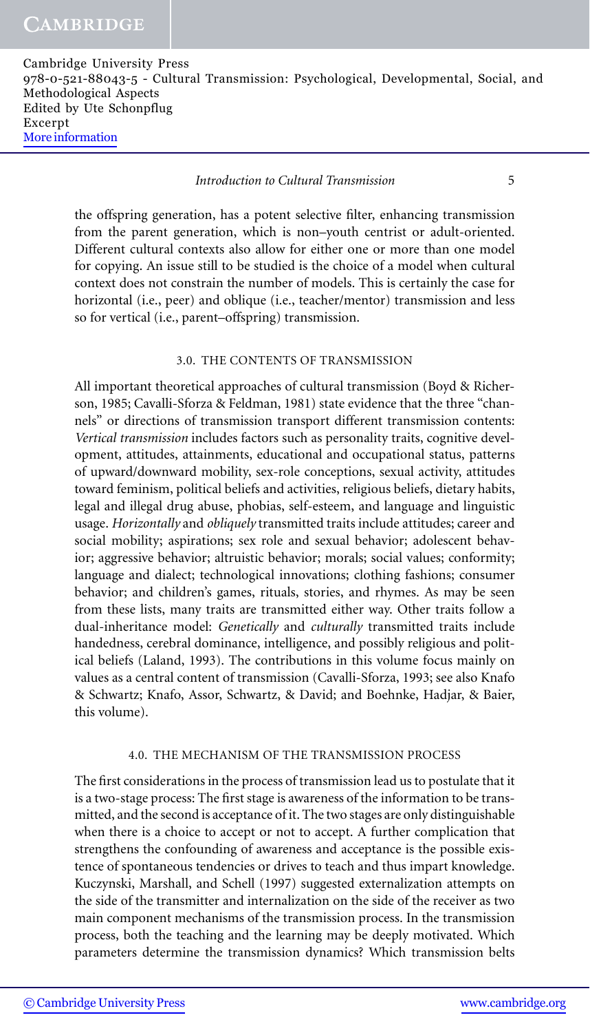the offspring generation, has a potent selective filter, enhancing transmission from the parent generation, which is non–youth centrist or adult-oriented. Different cultural contexts also allow for either one or more than one model for copying. An issue still to be studied is the choice of a model when cultural context does not constrain the number of models. This is certainly the case for horizontal (i.e., peer) and oblique (i.e., teacher/mentor) transmission and less so for vertical (i.e., parent–offspring) transmission.

## 3.0. THE CONTENTS OF TRANSMISSION

All important theoretical approaches of cultural transmission (Boyd & Richerson, 1985; Cavalli-Sforza & Feldman, 1981) state evidence that the three "channels" or directions of transmission transport different transmission contents: *Vertical transmission* includes factors such as personality traits, cognitive development, attitudes, attainments, educational and occupational status, patterns of upward/downward mobility, sex-role conceptions, sexual activity, attitudes toward feminism, political beliefs and activities, religious beliefs, dietary habits, legal and illegal drug abuse, phobias, self-esteem, and language and linguistic usage. *Horizontally* and *obliquely* transmitted traits include attitudes; career and social mobility; aspirations; sex role and sexual behavior; adolescent behavior; aggressive behavior; altruistic behavior; morals; social values; conformity; language and dialect; technological innovations; clothing fashions; consumer behavior; and children's games, rituals, stories, and rhymes. As may be seen from these lists, many traits are transmitted either way. Other traits follow a dual-inheritance model: *Genetically* and *culturally* transmitted traits include handedness, cerebral dominance, intelligence, and possibly religious and political beliefs (Laland, 1993). The contributions in this volume focus mainly on values as a central content of transmission (Cavalli-Sforza, 1993; see also Knafo & Schwartz; Knafo, Assor, Schwartz, & David; and Boehnke, Hadjar, & Baier, this volume).

## 4.0. THE MECHANISM OF THE TRANSMISSION PROCESS

The first considerations in the process of transmission lead us to postulate that it is a two-stage process: The first stage is awareness of the information to be transmitted, and the second is acceptance of it. The two stages are only distinguishable when there is a choice to accept or not to accept. A further complication that strengthens the confounding of awareness and acceptance is the possible existence of spontaneous tendencies or drives to teach and thus impart knowledge. Kuczynski, Marshall, and Schell (1997) suggested externalization attempts on the side of the transmitter and internalization on the side of the receiver as two main component mechanisms of the transmission process. In the transmission process, both the teaching and the learning may be deeply motivated. Which parameters determine the transmission dynamics? Which transmission belts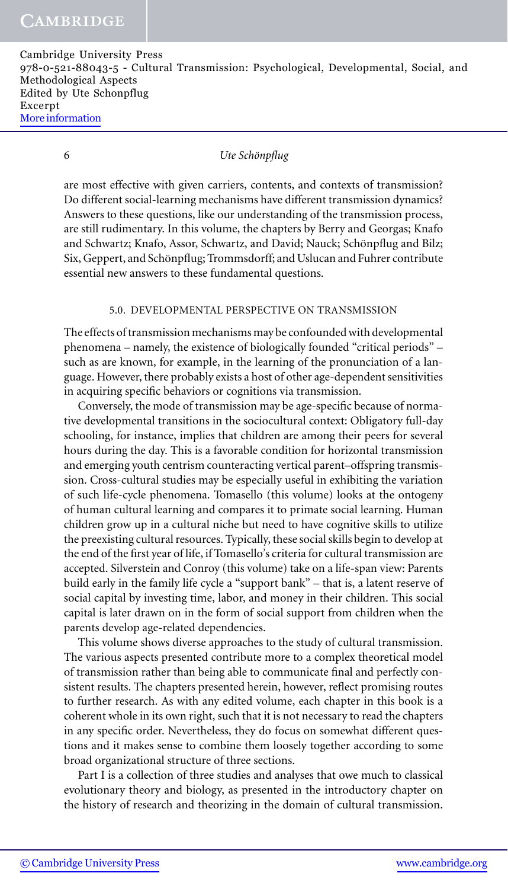are most effective with given carriers, contents, and contexts of transmission? Do different social-learning mechanisms have different transmission dynamics? Answers to these questions, like our understanding of the transmission process, are still rudimentary. In this volume, the chapters by Berry and Georgas; Knafo and Schwartz; Knafo, Assor, Schwartz, and David; Nauck; Schönpflug and Bilz; Six, Geppert, and Schönpflug; Trommsdorff; and Uslucan and Fuhrer contribute essential new answers to these fundamental questions.

## 5.0. DEVELOPMENTAL PERSPECTIVE ON TRANSMISSION

The effects of transmission mechanisms may be confounded with developmental phenomena – namely, the existence of biologically founded "critical periods" – such as are known, for example, in the learning of the pronunciation of a language. However, there probably exists a host of other age-dependent sensitivities in acquiring specific behaviors or cognitions via transmission.

Conversely, the mode of transmission may be age-specific because of normative developmental transitions in the sociocultural context: Obligatory full-day schooling, for instance, implies that children are among their peers for several hours during the day. This is a favorable condition for horizontal transmission and emerging youth centrism counteracting vertical parent–offspring transmission. Cross-cultural studies may be especially useful in exhibiting the variation of such life-cycle phenomena. Tomasello (this volume) looks at the ontogeny of human cultural learning and compares it to primate social learning. Human children grow up in a cultural niche but need to have cognitive skills to utilize the preexisting cultural resources. Typically, these social skills begin to develop at the end of the first year of life, if Tomasello's criteria for cultural transmission are accepted. Silverstein and Conroy (this volume) take on a life-span view: Parents build early in the family life cycle a "support bank" – that is, a latent reserve of social capital by investing time, labor, and money in their children. This social capital is later drawn on in the form of social support from children when the parents develop age-related dependencies.

This volume shows diverse approaches to the study of cultural transmission. The various aspects presented contribute more to a complex theoretical model of transmission rather than being able to communicate final and perfectly consistent results. The chapters presented herein, however, reflect promising routes to further research. As with any edited volume, each chapter in this book is a coherent whole in its own right, such that it is not necessary to read the chapters in any specific order. Nevertheless, they do focus on somewhat different questions and it makes sense to combine them loosely together according to some broad organizational structure of three sections.

Part I is a collection of three studies and analyses that owe much to classical evolutionary theory and biology, as presented in the introductory chapter on the history of research and theorizing in the domain of cultural transmission.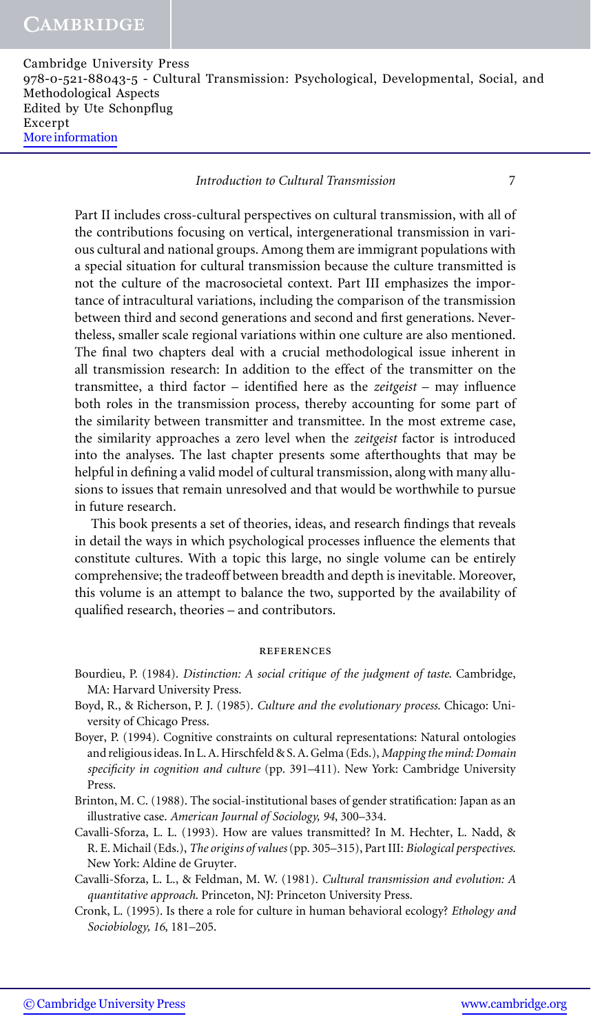Part II includes cross-cultural perspectives on cultural transmission, with all of the contributions focusing on vertical, intergenerational transmission in various cultural and national groups. Among them are immigrant populations with a special situation for cultural transmission because the culture transmitted is not the culture of the macrosocietal context. Part III emphasizes the importance of intracultural variations, including the comparison of the transmission between third and second generations and second and first generations. Nevertheless, smaller scale regional variations within one culture are also mentioned. The final two chapters deal with a crucial methodological issue inherent in all transmission research: In addition to the effect of the transmitter on the transmittee, a third factor – identified here as the *zeitgeist* – may influence both roles in the transmission process, thereby accounting for some part of the similarity between transmitter and transmittee. In the most extreme case, the similarity approaches a zero level when the *zeitgeist* factor is introduced into the analyses. The last chapter presents some afterthoughts that may be helpful in defining a valid model of cultural transmission, along with many allusions to issues that remain unresolved and that would be worthwhile to pursue in future research.

This book presents a set of theories, ideas, and research findings that reveals in detail the ways in which psychological processes influence the elements that constitute cultures. With a topic this large, no single volume can be entirely comprehensive; the tradeoff between breadth and depth is inevitable. Moreover, this volume is an attempt to balance the two, supported by the availability of qualified research, theories – and contributors.

## REFERENCES

Bourdieu, P. (1984). *Distinction: A social critique of the judgment of taste.* Cambridge, MA: Harvard University Press.

Boyd, R., & Richerson, P. J. (1985). *Culture and the evolutionary process.* Chicago: University of Chicago Press.

Boyer, P. (1994). Cognitive constraints on cultural representations: Natural ontologies and religious ideas. In L. A. Hirschfeld & S. A. Gelma (Eds.), *Mapping the mind: Domain specificity in cognition and culture* (pp. 391–411). New York: Cambridge University Press.

Brinton, M. C. (1988). The social-institutional bases of gender stratification: Japan as an illustrative case. *American Journal of Sociology, 94*, 300–334.

Cavalli-Sforza, L. L. (1993). How are values transmitted? In M. Hechter, L. Nadd, & R. E. Michail (Eds.), *The origins of values* (pp. 305–315), Part III: *Biological perspectives.* New York: Aldine de Gruyter.

Cavalli-Sforza, L. L., & Feldman, M. W. (1981). *Cultural transmission and evolution: A quantitative approach.* Princeton, NJ: Princeton University Press.

Cronk, L. (1995). Is there a role for culture in human behavioral ecology? *Ethology and Sociobiology, 16*, 181–205.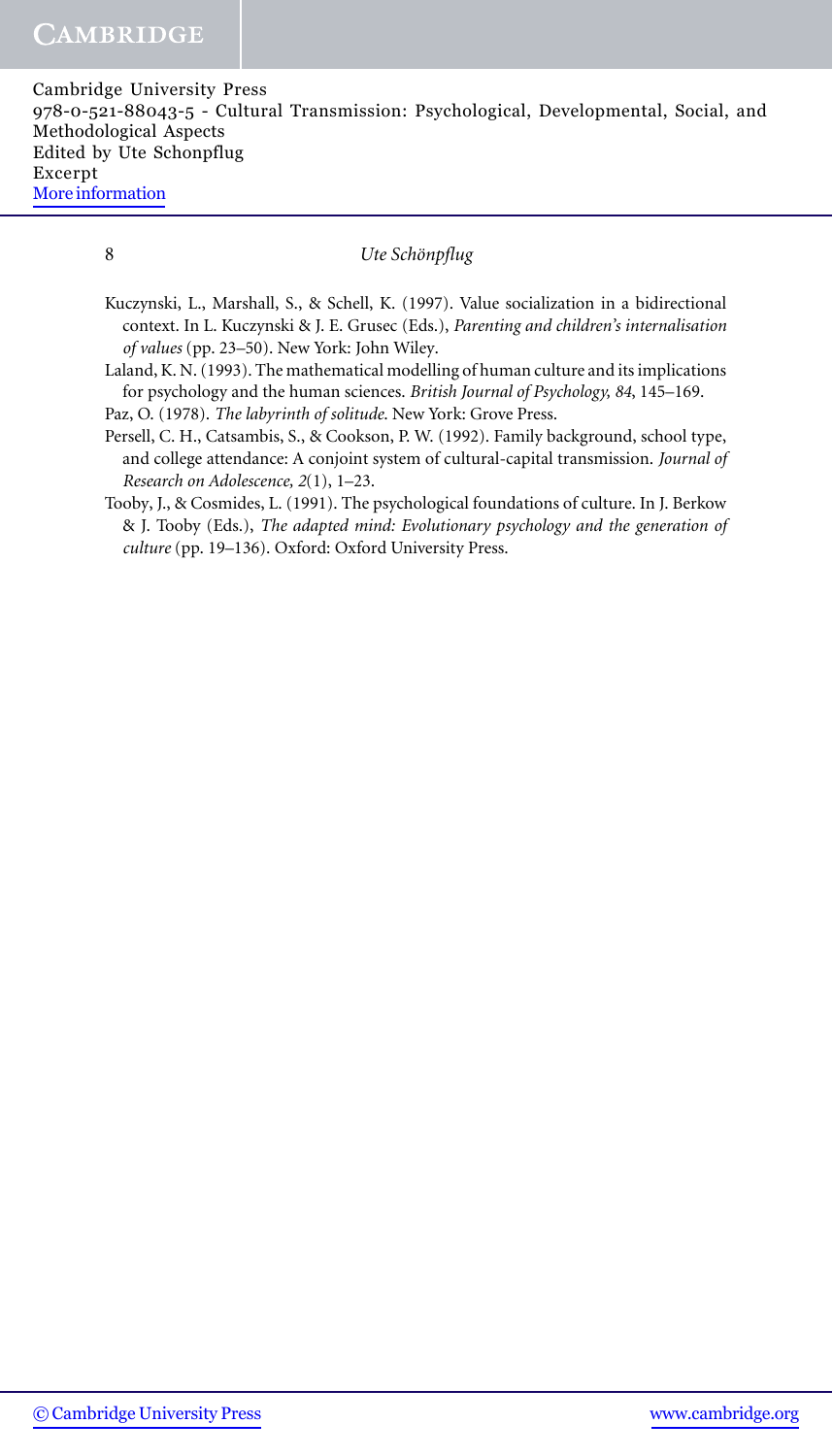Kuczynski, L., Marshall, S., & Schell, K. (1997). Value socialization in a bidirectional context. In L. Kuczynski & J. E. Grusec (Eds.), *Parenting and children's internalisation of values* (pp. 23–50). New York: John Wiley.

Laland, K. N. (1993). The mathematical modelling of human culture and its implications for psychology and the human sciences. *British Journal of Psychology, 84*, 145–169.

Paz, O. (1978). *The labyrinth of solitude*. New York: Grove Press.

Persell, C. H., Catsambis, S., & Cookson, P. W. (1992). Family background, school type, and college attendance: A conjoint system of cultural-capital transmission. *Journal of Research on Adolescence, 2*(1), 1–23.

Tooby, J., & Cosmides, L. (1991). The psychological foundations of culture. In J. Berkow & J. Tooby (Eds.), *The adapted mind: Evolutionary psychology and the generation of culture* (pp. 19–136). Oxford: Oxford University Press.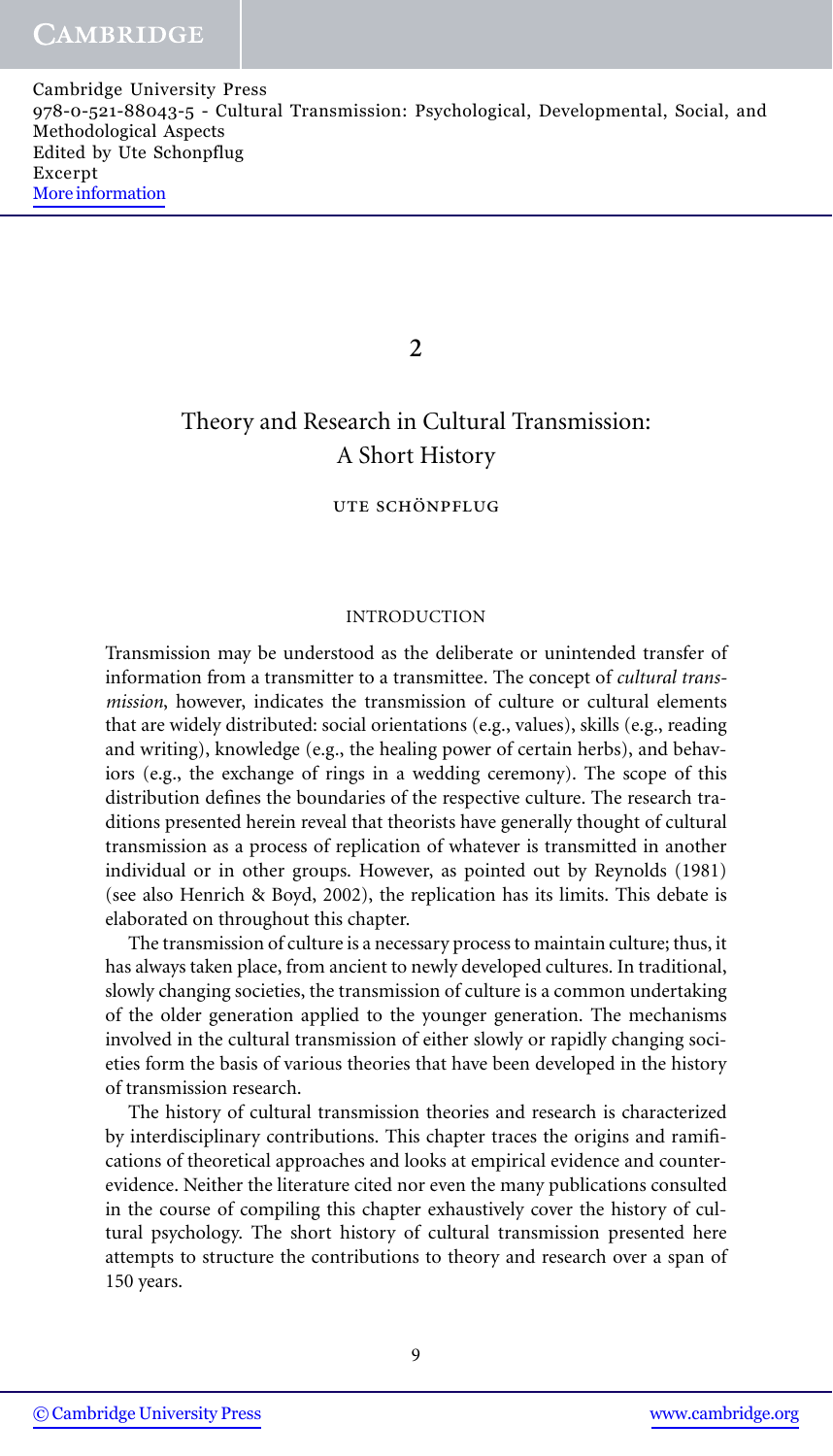# 2

## Theory and Research in Cultural Transmission: A Short History

UTE SCHÖNPFLUG

### INTRODUCTION

Transmission may be understood as the deliberate or unintended transfer of information from a transmitter to a transmittee. The concept of *cultural transmission*, however, indicates the transmission of culture or cultural elements that are widely distributed: social orientations (e.g., values), skills (e.g., reading and writing), knowledge (e.g., the healing power of certain herbs), and behaviors (e.g., the exchange of rings in a wedding ceremony). The scope of this distribution defines the boundaries of the respective culture. The research traditions presented herein reveal that theorists have generally thought of cultural transmission as a process of replication of whatever is transmitted in another individual or in other groups. However, as pointed out by Reynolds (1981) (see also Henrich & Boyd, 2002), the replication has its limits. This debate is elaborated on throughout this chapter.

The transmission of culture is a necessary process to maintain culture; thus, it has always taken place, from ancient to newly developed cultures. In traditional, slowly changing societies, the transmission of culture is a common undertaking of the older generation applied to the younger generation. The mechanisms involved in the cultural transmission of either slowly or rapidly changing societies form the basis of various theories that have been developed in the history of transmission research.

The history of cultural transmission theories and research is characterized by interdisciplinary contributions. This chapter traces the origins and ramifications of theoretical approaches and looks at empirical evidence and counterevidence. Neither the literature cited nor even the many publications consulted in the course of compiling this chapter exhaustively cover the history of cultural psychology. The short history of cultural transmission presented here attempts to structure the contributions to theory and research over a span of 150 years.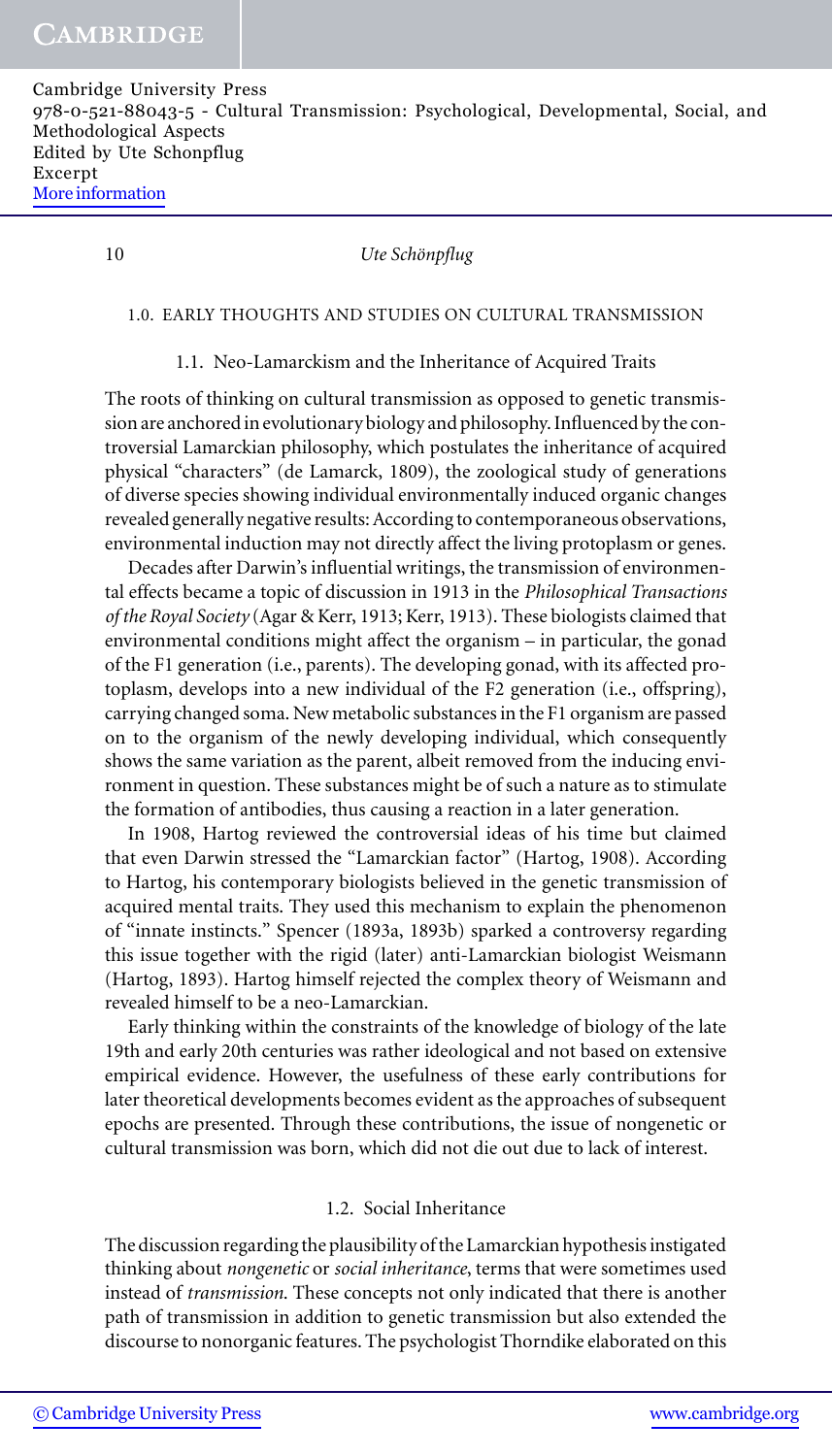## 1.0. EARLY THOUGHTS AND STUDIES ON CULTURAL TRANSMISSION

### 1.1. Neo-Lamarckism and the Inheritance of Acquired Traits

The roots of thinking on cultural transmission as opposed to genetic transmission are anchored in evolutionary biology and philosophy. Influenced by the controversial Lamarckian philosophy, which postulates the inheritance of acquired physical "characters" (de Lamarck, 1809), the zoological study of generations of diverse species showing individual environmentally induced organic changes revealed generally negative results: According to contemporaneous observations, environmental induction may not directly affect the living protoplasm or genes.

Decades after Darwin's influential writings, the transmission of environmental effects became a topic of discussion in 1913 in the *Philosophical Transactions of the Royal Society* (Agar & Kerr, 1913; Kerr, 1913). These biologists claimed that environmental conditions might affect the organism – in particular, the gonad of the F1 generation (i.e., parents). The developing gonad, with its affected protoplasm, develops into a new individual of the F2 generation (i.e., offspring), carrying changed soma. New metabolic substances in the F1 organism are passed on to the organism of the newly developing individual, which consequently shows the same variation as the parent, albeit removed from the inducing environment in question. These substances might be of such a nature as to stimulate the formation of antibodies, thus causing a reaction in a later generation.

In 1908, Hartog reviewed the controversial ideas of his time but claimed that even Darwin stressed the "Lamarckian factor" (Hartog, 1908). According to Hartog, his contemporary biologists believed in the genetic transmission of acquired mental traits. They used this mechanism to explain the phenomenon of "innate instincts." Spencer (1893a, 1893b) sparked a controversy regarding this issue together with the rigid (later) anti-Lamarckian biologist Weismann (Hartog, 1893). Hartog himself rejected the complex theory of Weismann and revealed himself to be a neo-Lamarckian.

Early thinking within the constraints of the knowledge of biology of the late 19th and early 20th centuries was rather ideological and not based on extensive empirical evidence. However, the usefulness of these early contributions for later theoretical developments becomes evident as the approaches of subsequent epochs are presented. Through these contributions, the issue of nongenetic or cultural transmission was born, which did not die out due to lack of interest.

### 1.2. Social Inheritance

The discussion regarding the plausibility of the Lamarckian hypothesis instigated thinking about *nongenetic* or *social inheritance*, terms that were sometimes used instead of *transmission*. These concepts not only indicated that there is another path of transmission in addition to genetic transmission but also extended the discourse to nonorganic features. The psychologist Thorndike elaborated on this